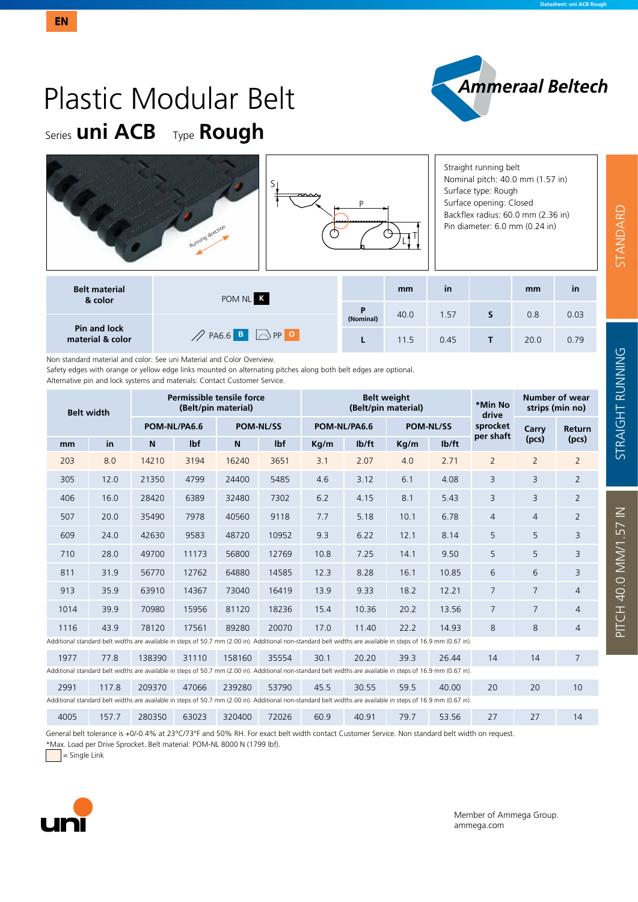EN

# Plastic Modular Belt

Series **uni ACB** Type **Rough**

Straight running belt
Nominal pitch: 40.0 mm (1.57 in)
Surface type: Rough
Surface opening: Closed
Backflex radius: 60.0 mm (2.36 in)
Pin diameter: 6.0 mm (0.24 in)

| Belt material & color | POM NL K |
|---|---|
| Pin and lock material & color | PA6.6 B, PP O |

| | mm | in | | mm | in |
|---|---|---|---|---|---|
| P (Nominal) | 40.0 | 1.57 | S | 0.8 | 0.03 |
| L | 11.5 | 0.45 | T | 20.0 | 0.79 |

Non standard material and color: See uni Material and Color Overview.
Safety edges with orange or yellow edge links mounted on alternating pitches along both belt edges are optional.
Alternative pin and lock systems and materials: Contact Customer Service.

| Belt width | | Permissible tensile force (Belt/pin material) | | | | Belt weight (Belt/pin material) | | | | *Min No drive sprocket per shaft | Number of wear strips (min no) | |
|---|---|---|---|---|---|---|---|---|---|---|---|---|
| | | POM-NL/PA6.6 | | POM-NL/SS | | POM-NL/PA6.6 | | POM-NL/SS | | | Carry (pcs) | Return (pcs) |
| mm | in | N | lbf | N | lbf | Kg/m | lb/ft | Kg/m | lb/ft | | | |
| 203 | 8.0 | 14210 | 3194 | 16240 | 3651 | 3.1 | 2.07 | 4.0 | 2.71 | 2 | 2 | 2 |
| 305 | 12.0 | 21350 | 4799 | 24400 | 5485 | 4.6 | 3.12 | 6.1 | 4.08 | 3 | 3 | 2 |
| 406 | 16.0 | 28420 | 6389 | 32480 | 7302 | 6.2 | 4.15 | 8.1 | 5.43 | 3 | 3 | 2 |
| 507 | 20.0 | 35490 | 7978 | 40560 | 9118 | 7.7 | 5.18 | 10.1 | 6.78 | 4 | 4 | 2 |
| 609 | 24.0 | 42630 | 9583 | 48720 | 10952 | 9.3 | 6.22 | 12.1 | 8.14 | 5 | 5 | 3 |
| 710 | 28.0 | 49700 | 11173 | 56800 | 12769 | 10.8 | 7.25 | 14.1 | 9.50 | 5 | 5 | 3 |
| 811 | 31.9 | 56770 | 12762 | 64880 | 14585 | 12.3 | 8.28 | 16.1 | 10.85 | 6 | 6 | 3 |
| 913 | 35.9 | 63910 | 14367 | 73040 | 16419 | 13.9 | 9.33 | 18.2 | 12.21 | 7 | 7 | 4 |
| 1014 | 39.9 | 70980 | 15956 | 81120 | 18236 | 15.4 | 10.36 | 20.2 | 13.56 | 7 | 7 | 4 |
| 1116 | 43.9 | 78120 | 17561 | 89280 | 20070 | 17.0 | 11.40 | 22.2 | 14.93 | 8 | 8 | 4 |
| Additional standard belt widths are available in steps of 50.7 mm (2.00 in). Additional non-standard belt widths are available in steps of 16.9 mm (0.67 in). | | | | | | | | | | | | |
| 1977 | 77.8 | 138390 | 31110 | 158160 | 35554 | 30.1 | 20.20 | 39.3 | 26.44 | 14 | 14 | 7 |
| Additional standard belt widths are available in steps of 50.7 mm (2.00 in). Additional non-standard belt widths are available in steps of 16.9 mm (0.67 in). | | | | | | | | | | | | |
| 2991 | 117.8 | 209370 | 47066 | 239280 | 53790 | 45.5 | 30.55 | 59.5 | 40.00 | 20 | 20 | 10 |
| Additional standard belt widths are available in steps of 50.7 mm (2.00 in). Additional non-standard belt widths are available in steps of 16.9 mm (0.67 in). | | | | | | | | | | | | |
| 4005 | 157.7 | 280350 | 63023 | 320400 | 72026 | 60.9 | 40.91 | 79.7 | 53.56 | 27 | 27 | 14 |

General belt tolerance is +0/-0.4% at 23°C/73°F and 50% RH. For exact belt width contact Customer Service. Non standard belt width on request.
*Max. Load per Drive Sprocket. Belt material: POM-NL 8000 N (1799 lbf).
= Single Link

STANDARD | STRAIGHT RUNNING | PITCH 40.0 MM/1.57 IN

Member of Ammega Group.
ammega.com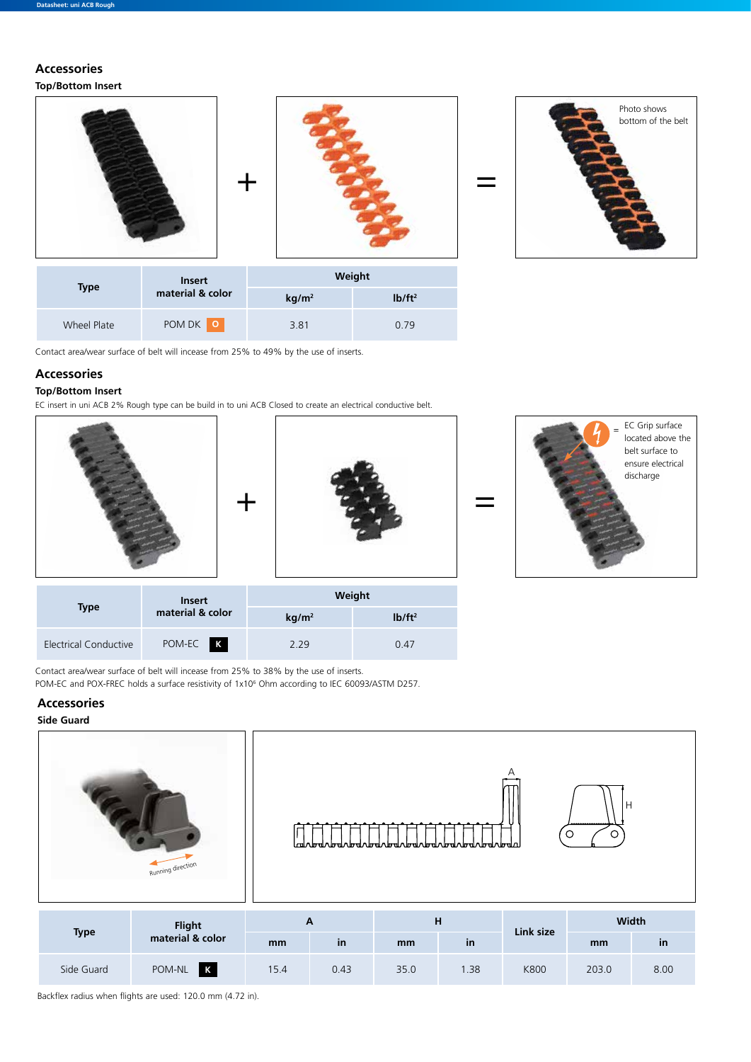## Accessories

### Top/Bottom Insert

Photo shows bottom of the belt

| Type | Insert material & color | Weight | |
|---|---|---|---|
| | | kg/m² | lb/ft² |
| Wheel Plate | POM DK O | 3.81 | 0.79 |

Contact area/wear surface of belt will increase from 25% to 49% by the use of inserts.

## Accessories

### Top/Bottom Insert

EC insert in uni ACB 2% Rough type can be build in to uni ACB Closed to create an electrical conductive belt.

= EC Grip surface located above the belt surface to ensure electrical discharge

| Type | Insert material & color | Weight | |
|---|---|---|---|
| | | kg/m² | lb/ft² |
| Electrical Conductive | POM-EC K | 2.29 | 0.47 |

Contact area/wear surface of belt will increase from 25% to 38% by the use of inserts.
POM-EC and POX-FREC holds a surface resistivity of 1x10⁶ Ohm according to IEC 60093/ASTM D257.

## Accessories

### Side Guard

Running direction

| Type | Flight material & color | A | | H | | Link size | Width | |
|---|---|---|---|---|---|---|---|---|
| | | mm | in | mm | in | | mm | in |
| Side Guard | POM-NL K | 15.4 | 0.43 | 35.0 | 1.38 | K800 | 203.0 | 8.00 |

Backflex radius when flights are used: 120.0 mm (4.72 in).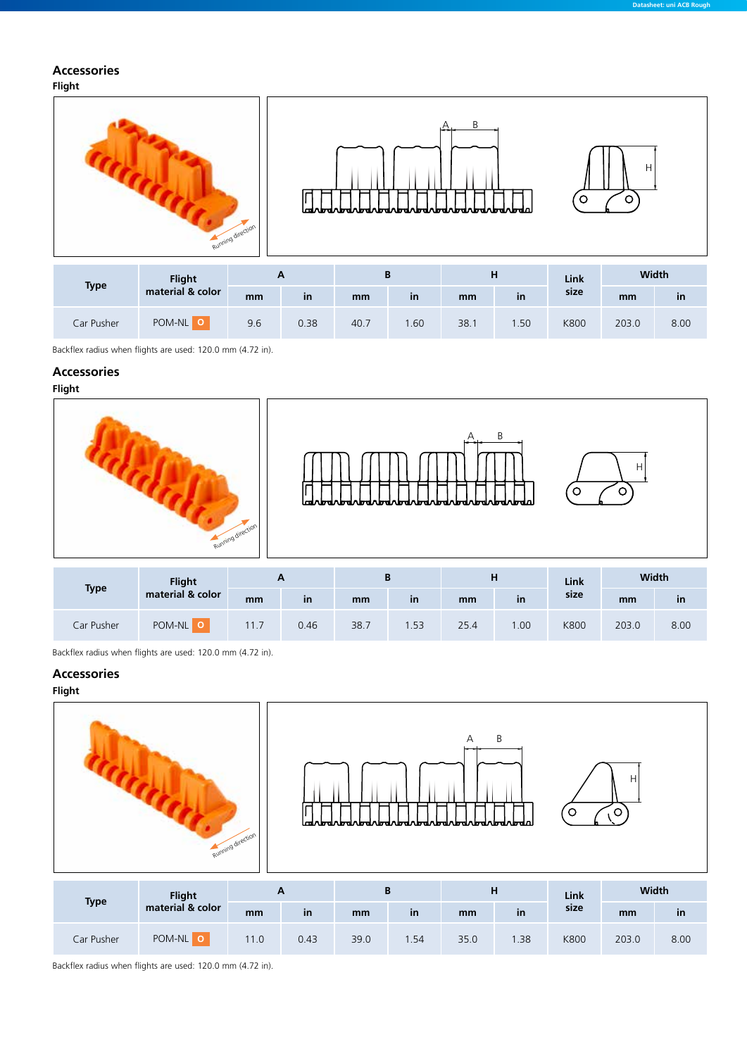## Accessories

### Flight

| Type | Flight material & color | A | | B | | H | | Link size | Width | |
|---|---|---|---|---|---|---|---|---|---|---|
| | | mm | in | mm | in | mm | in | | mm | in |
| Car Pusher | POM-NL O | 9.6 | 0.38 | 40.7 | 1.60 | 38.1 | 1.50 | K800 | 203.0 | 8.00 |

Backflex radius when flights are used: 120.0 mm (4.72 in).

## Accessories

### Flight

| Type | Flight material & color | A | | B | | H | | Link size | Width | |
|---|---|---|---|---|---|---|---|---|---|---|
| | | mm | in | mm | in | mm | in | | mm | in |
| Car Pusher | POM-NL O | 11.7 | 0.46 | 38.7 | 1.53 | 25.4 | 1.00 | K800 | 203.0 | 8.00 |

Backflex radius when flights are used: 120.0 mm (4.72 in).

## Accessories

### Flight

| Type | Flight material & color | A | | B | | H | | Link size | Width | |
|---|---|---|---|---|---|---|---|---|---|---|
| | | mm | in | mm | in | mm | in | | mm | in |
| Car Pusher | POM-NL O | 11.0 | 0.43 | 39.0 | 1.54 | 35.0 | 1.38 | K800 | 203.0 | 8.00 |

Backflex radius when flights are used: 120.0 mm (4.72 in).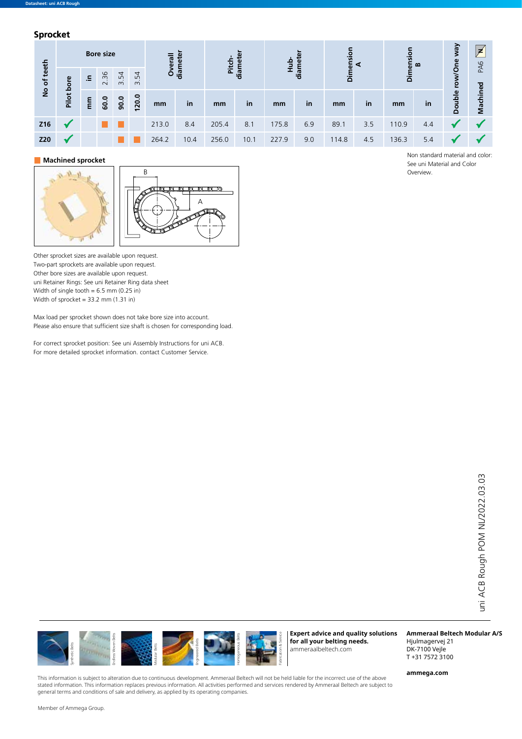## Sprocket

| No of teeth | Bore size | | | | | Overall diameter | | Pitch-diameter | | Hub-diameter | | Dimension A | | Dimension B | | Double row/One way | PA6 |
|---|---|---|---|---|---|---|---|---|---|---|---|---|---|---|---|---|---|
| | Pilot bore | in | 2.36 | 3.54 | 3.54 | | | | | | | | | | | | |
| | | mm | 60.0 | 90.0 | 120.0 | mm | in | mm | in | mm | in | mm | in | mm | in | | Machined |
| Z16 | ✓ | | ■ | ■ | | 213.0 | 8.4 | 205.4 | 8.1 | 175.8 | 6.9 | 89.1 | 3.5 | 110.9 | 4.4 | ✓ | ✓ |
| Z20 | ✓ | | | ■ | ■ | 264.2 | 10.4 | 256.0 | 10.1 | 227.9 | 9.0 | 114.8 | 4.5 | 136.3 | 5.4 | ✓ | ✓ |

■ **Machined sprocket**

Non standard material and color: See uni Material and Color Overview.

B

A

Other sprocket sizes are available upon request.
Two-part sprockets are available upon request.
Other bore sizes are available upon request.
uni Retainer Rings: See uni Retainer Ring data sheet
Width of single tooth = 6.5 mm (0.25 in)
Width of sprocket = 33.2 mm (1.31 in)

Max load per sprocket shown does not take bore size into account.
Please also ensure that sufficient size shaft is chosen for corresponding load.

For correct sprocket position: See uni Assembly Instructions for uni ACB.
For more detailed sprocket information. contact Customer Service.

uni ACB Rough POM NI/2022.03.03

Synthetic Belts | Endless Woven Belts | Modular Belts | Engineered Belts | Homogeneous Belts | Fabrication & Service

**Expert advice and quality solutions for all your belting needs.**
ammeraalbeltech.com

**Ammeraal Beltech Modular A/S**
Hjulmagervej 21
DK-7100 Vejle
T +31 7572 3100

**ammega.com**

This information is subject to alteration due to continuous development. Ammeraal Beltech will not be held liable for the incorrect use of the above stated information. This information replaces previous information. All activities performed and services rendered by Ammeraal Beltech are subject to general terms and conditions of sale and delivery, as applied by its operating companies.

Member of Ammega Group.